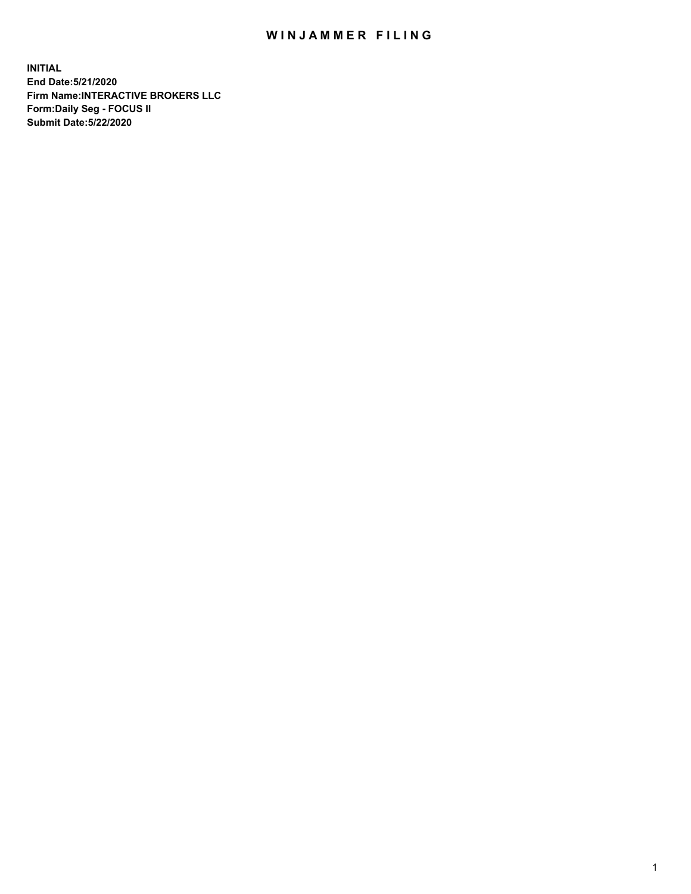# WINJAMMER FILING

**INITIAL**
**End Date:5/21/2020**
**Firm Name:INTERACTIVE BROKERS LLC**
**Form:Daily Seg - FOCUS II**
**Submit Date:5/22/2020**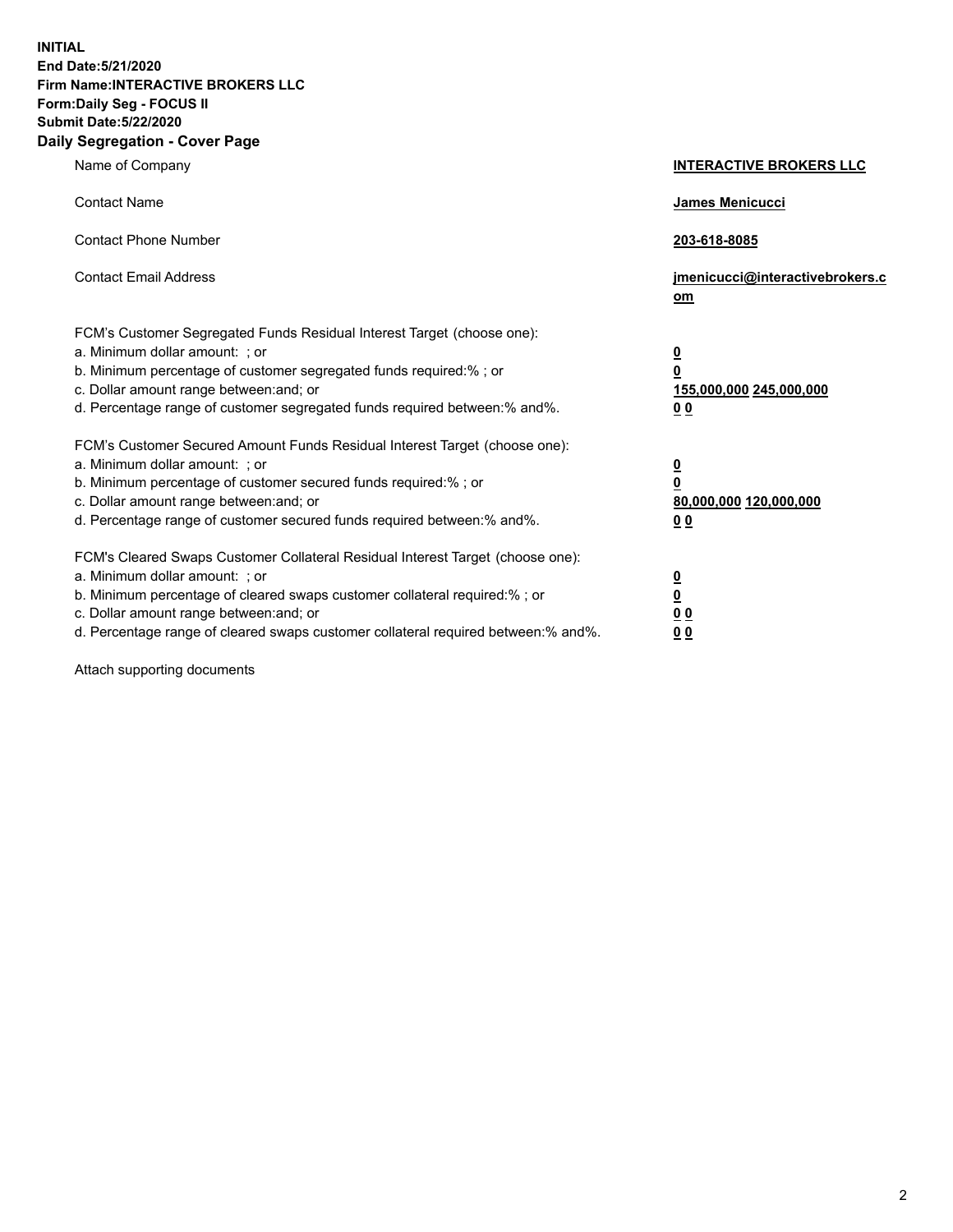**INITIAL**
**End Date:5/21/2020**
**Firm Name:INTERACTIVE BROKERS LLC**
**Form:Daily Seg - FOCUS II**
**Submit Date:5/22/2020**

## Daily Segregation - Cover Page

| | |
|---|---|
| Name of Company | **INTERACTIVE BROKERS LLC** |
| Contact Name | **James Menicucci** |
| Contact Phone Number | **203-618-8085** |
| Contact Email Address | **jmenicucci@interactivebrokers.com** |
| FCM's Customer Segregated Funds Residual Interest Target (choose one): | |
| a. Minimum dollar amount: ; or | **0** |
| b. Minimum percentage of customer segregated funds required:% ; or | **0** |
| c. Dollar amount range between:and; or | **155,000,000 245,000,000** |
| d. Percentage range of customer segregated funds required between:% and%. | **0 0** |
| FCM's Customer Secured Amount Funds Residual Interest Target (choose one): | |
| a. Minimum dollar amount: ; or | **0** |
| b. Minimum percentage of customer secured funds required:% ; or | **0** |
| c. Dollar amount range between:and; or | **80,000,000 120,000,000** |
| d. Percentage range of customer secured funds required between:% and%. | **0 0** |
| FCM's Cleared Swaps Customer Collateral Residual Interest Target (choose one): | |
| a. Minimum dollar amount: ; or | **0** |
| b. Minimum percentage of cleared swaps customer collateral required:% ; or | **0** |
| c. Dollar amount range between:and; or | **0 0** |
| d. Percentage range of cleared swaps customer collateral required between:% and%. | **0 0** |

Attach supporting documents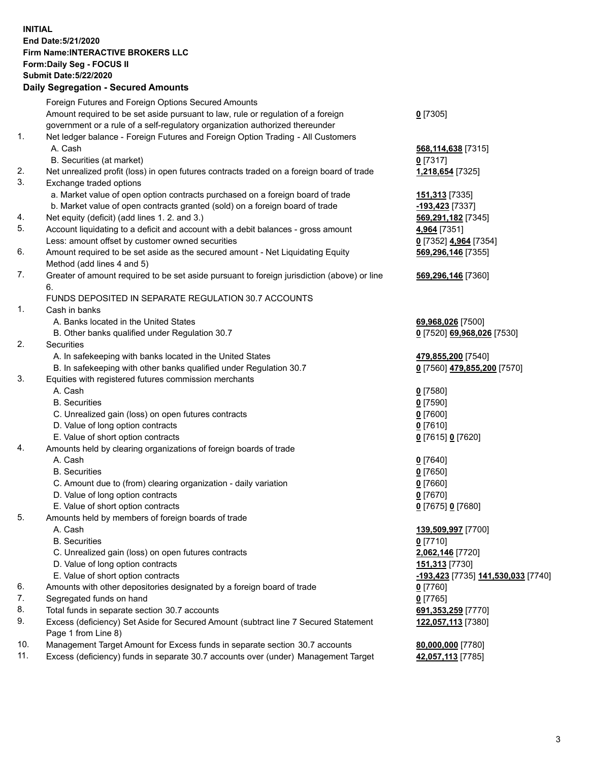**INITIAL**
**End Date:5/21/2020**
**Firm Name:INTERACTIVE BROKERS LLC**
**Form:Daily Seg - FOCUS II**
**Submit Date:5/22/2020**

## Daily Segregation - Secured Amounts

| | | |
|---|---|---|
| | Foreign Futures and Foreign Options Secured Amounts | |
| | Amount required to be set aside pursuant to law, rule or regulation of a foreign government or a rule of a self-regulatory organization authorized thereunder | **0** [7305] |
| 1. | Net ledger balance - Foreign Futures and Foreign Option Trading - All Customers | |
| | A. Cash | **568,114,638** [7315] |
| | B. Securities (at market) | **0** [7317] |
| 2. | Net unrealized profit (loss) in open futures contracts traded on a foreign board of trade | **1,218,654** [7325] |
| 3. | Exchange traded options | |
| | a. Market value of open option contracts purchased on a foreign board of trade | **151,313** [7335] |
| | b. Market value of open contracts granted (sold) on a foreign board of trade | **-193,423** [7337] |
| 4. | Net equity (deficit) (add lines 1. 2. and 3.) | **569,291,182** [7345] |
| 5. | Account liquidating to a deficit and account with a debit balances - gross amount | **4,964** [7351] |
| | Less: amount offset by customer owned securities | **0** [7352] **4,964** [7354] |
| 6. | Amount required to be set aside as the secured amount - Net Liquidating Equity Method (add lines 4 and 5) | **569,296,146** [7355] |
| 7. | Greater of amount required to be set aside pursuant to foreign jurisdiction (above) or line 6. | **569,296,146** [7360] |
| | FUNDS DEPOSITED IN SEPARATE REGULATION 30.7 ACCOUNTS | |
| 1. | Cash in banks | |
| | A. Banks located in the United States | **69,968,026** [7500] |
| | B. Other banks qualified under Regulation 30.7 | **0** [7520] **69,968,026** [7530] |
| 2. | Securities | |
| | A. In safekeeping with banks located in the United States | **479,855,200** [7540] |
| | B. In safekeeping with other banks qualified under Regulation 30.7 | **0** [7560] **479,855,200** [7570] |
| 3. | Equities with registered futures commission merchants | |
| | A. Cash | **0** [7580] |
| | B. Securities | **0** [7590] |
| | C. Unrealized gain (loss) on open futures contracts | **0** [7600] |
| | D. Value of long option contracts | **0** [7610] |
| | E. Value of short option contracts | **0** [7615] **0** [7620] |
| 4. | Amounts held by clearing organizations of foreign boards of trade | |
| | A. Cash | **0** [7640] |
| | B. Securities | **0** [7650] |
| | C. Amount due to (from) clearing organization - daily variation | **0** [7660] |
| | D. Value of long option contracts | **0** [7670] |
| | E. Value of short option contracts | **0** [7675] **0** [7680] |
| 5. | Amounts held by members of foreign boards of trade | |
| | A. Cash | **139,509,997** [7700] |
| | B. Securities | **0** [7710] |
| | C. Unrealized gain (loss) on open futures contracts | **2,062,146** [7720] |
| | D. Value of long option contracts | **151,313** [7730] |
| | E. Value of short option contracts | **-193,423** [7735] **141,530,033** [7740] |
| 6. | Amounts with other depositories designated by a foreign board of trade | **0** [7760] |
| 7. | Segregated funds on hand | **0** [7765] |
| 8. | Total funds in separate section 30.7 accounts | **691,353,259** [7770] |
| 9. | Excess (deficiency) Set Aside for Secured Amount (subtract line 7 Secured Statement Page 1 from Line 8) | **122,057,113** [7380] |
| 10. | Management Target Amount for Excess funds in separate section 30.7 accounts | **80,000,000** [7780] |
| 11. | Excess (deficiency) funds in separate 30.7 accounts over (under) Management Target | **42,057,113** [7785] |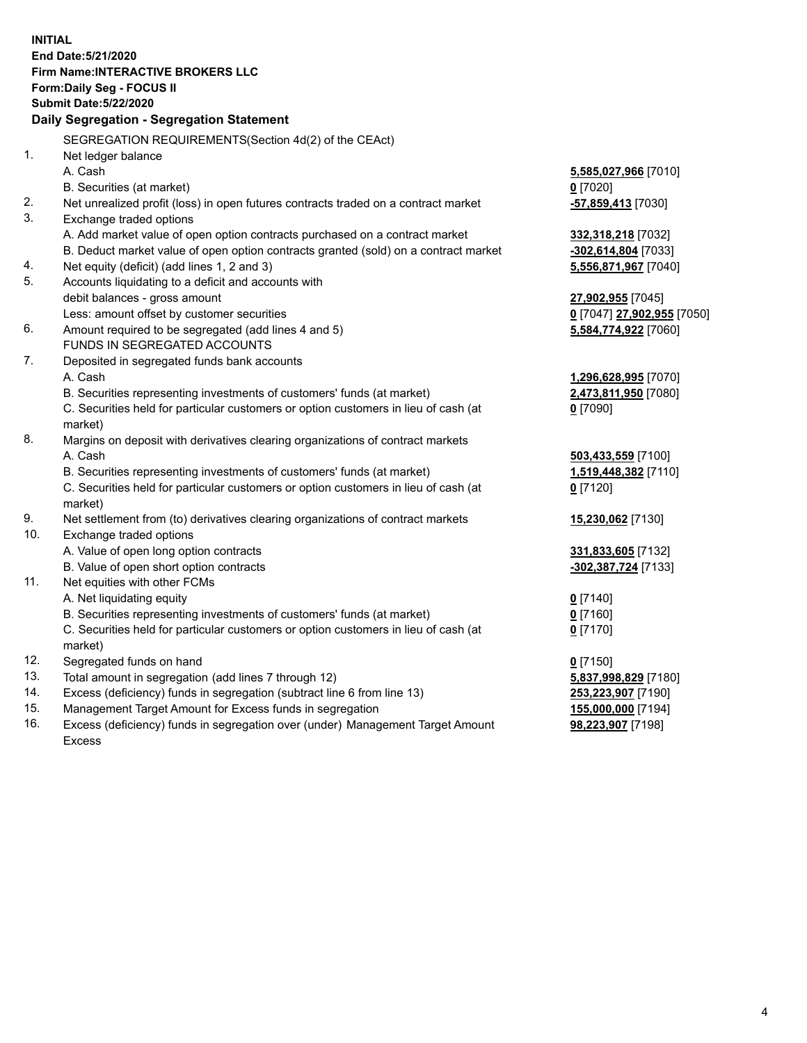**INITIAL**
**End Date:5/21/2020**
**Firm Name:INTERACTIVE BROKERS LLC**
**Form:Daily Seg - FOCUS II**
**Submit Date:5/22/2020**

**Daily Segregation - Segregation Statement**

SEGREGATION REQUIREMENTS(Section 4d(2) of the CEAct)

| | | |
|---|---|---|
| 1. | Net ledger balance | |
| | A. Cash | **5,585,027,966** [7010] |
| | B. Securities (at market) | **0** [7020] |
| 2. | Net unrealized profit (loss) in open futures contracts traded on a contract market | **-57,859,413** [7030] |
| 3. | Exchange traded options | |
| | A. Add market value of open option contracts purchased on a contract market | **332,318,218** [7032] |
| | B. Deduct market value of open option contracts granted (sold) on a contract market | **-302,614,804** [7033] |
| 4. | Net equity (deficit) (add lines 1, 2 and 3) | **5,556,871,967** [7040] |
| 5. | Accounts liquidating to a deficit and accounts with debit balances - gross amount | **27,902,955** [7045] |
| | Less: amount offset by customer securities | **0** [7047] **27,902,955** [7050] |
| 6. | Amount required to be segregated (add lines 4 and 5) | **5,584,774,922** [7060] |
| | FUNDS IN SEGREGATED ACCOUNTS | |
| 7. | Deposited in segregated funds bank accounts | |
| | A. Cash | **1,296,628,995** [7070] |
| | B. Securities representing investments of customers' funds (at market) | **2,473,811,950** [7080] |
| | C. Securities held for particular customers or option customers in lieu of cash (at market) | **0** [7090] |
| 8. | Margins on deposit with derivatives clearing organizations of contract markets | |
| | A. Cash | **503,433,559** [7100] |
| | B. Securities representing investments of customers' funds (at market) | **1,519,448,382** [7110] |
| | C. Securities held for particular customers or option customers in lieu of cash (at market) | **0** [7120] |
| 9. | Net settlement from (to) derivatives clearing organizations of contract markets | **15,230,062** [7130] |
| 10. | Exchange traded options | |
| | A. Value of open long option contracts | **331,833,605** [7132] |
| | B. Value of open short option contracts | **-302,387,724** [7133] |
| 11. | Net equities with other FCMs | |
| | A. Net liquidating equity | **0** [7140] |
| | B. Securities representing investments of customers' funds (at market) | **0** [7160] |
| | C. Securities held for particular customers or option customers in lieu of cash (at market) | **0** [7170] |
| 12. | Segregated funds on hand | **0** [7150] |
| 13. | Total amount in segregation (add lines 7 through 12) | **5,837,998,829** [7180] |
| 14. | Excess (deficiency) funds in segregation (subtract line 6 from line 13) | **253,223,907** [7190] |
| 15. | Management Target Amount for Excess funds in segregation | **155,000,000** [7194] |
| 16. | Excess (deficiency) funds in segregation over (under) Management Target Amount Excess | **98,223,907** [7198] |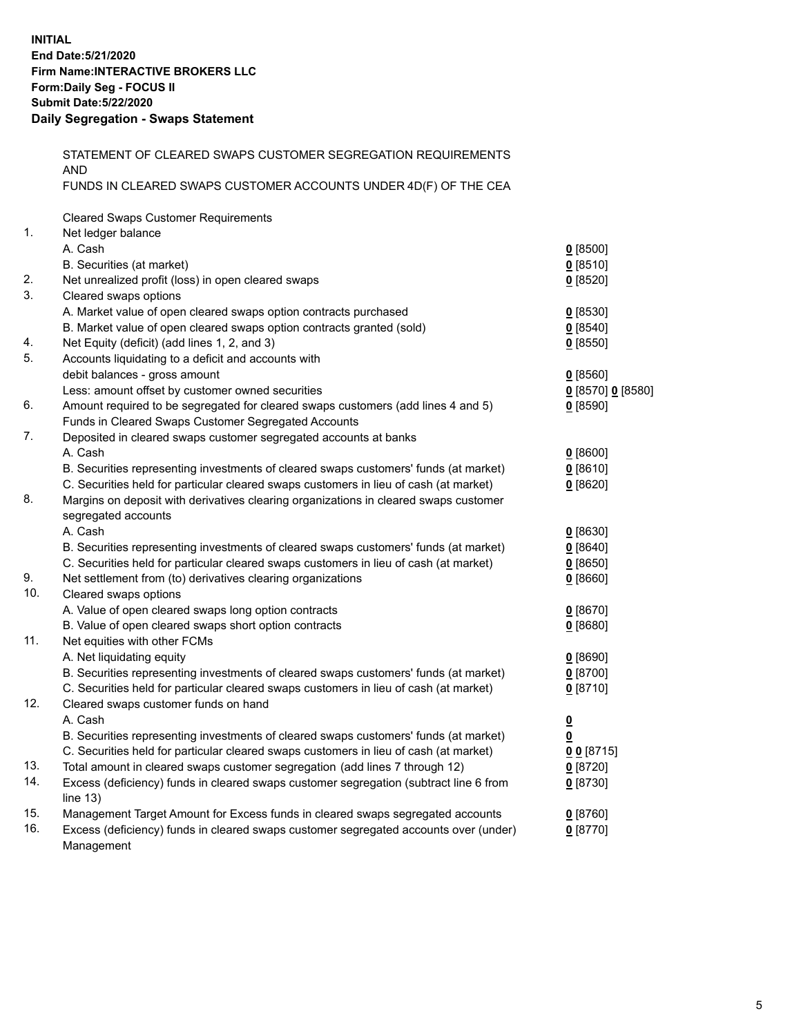**INITIAL**
**End Date:5/21/2020**
**Firm Name:INTERACTIVE BROKERS LLC**
**Form:Daily Seg - FOCUS II**
**Submit Date:5/22/2020**
**Daily Segregation - Swaps Statement**

STATEMENT OF CLEARED SWAPS CUSTOMER SEGREGATION REQUIREMENTS AND FUNDS IN CLEARED SWAPS CUSTOMER ACCOUNTS UNDER 4D(F) OF THE CEA

| | | |
|---|---|---|
| | Cleared Swaps Customer Requirements | |
| 1. | Net ledger balance | |
| | A. Cash | 0 [8500] |
| | B. Securities (at market) | 0 [8510] |
| 2. | Net unrealized profit (loss) in open cleared swaps | 0 [8520] |
| 3. | Cleared swaps options | |
| | A. Market value of open cleared swaps option contracts purchased | 0 [8530] |
| | B. Market value of open cleared swaps option contracts granted (sold) | 0 [8540] |
| 4. | Net Equity (deficit) (add lines 1, 2, and 3) | 0 [8550] |
| 5. | Accounts liquidating to a deficit and accounts with debit balances - gross amount | 0 [8560] |
| | Less: amount offset by customer owned securities | 0 [8570] 0 [8580] |
| 6. | Amount required to be segregated for cleared swaps customers (add lines 4 and 5) | 0 [8590] |
| | Funds in Cleared Swaps Customer Segregated Accounts | |
| 7. | Deposited in cleared swaps customer segregated accounts at banks | |
| | A. Cash | 0 [8600] |
| | B. Securities representing investments of cleared swaps customers' funds (at market) | 0 [8610] |
| | C. Securities held for particular cleared swaps customers in lieu of cash (at market) | 0 [8620] |
| 8. | Margins on deposit with derivatives clearing organizations in cleared swaps customer segregated accounts | |
| | A. Cash | 0 [8630] |
| | B. Securities representing investments of cleared swaps customers' funds (at market) | 0 [8640] |
| | C. Securities held for particular cleared swaps customers in lieu of cash (at market) | 0 [8650] |
| 9. | Net settlement from (to) derivatives clearing organizations | 0 [8660] |
| 10. | Cleared swaps options | |
| | A. Value of open cleared swaps long option contracts | 0 [8670] |
| | B. Value of open cleared swaps short option contracts | 0 [8680] |
| 11. | Net equities with other FCMs | |
| | A. Net liquidating equity | 0 [8690] |
| | B. Securities representing investments of cleared swaps customers' funds (at market) | 0 [8700] |
| | C. Securities held for particular cleared swaps customers in lieu of cash (at market) | 0 [8710] |
| 12. | Cleared swaps customer funds on hand | |
| | A. Cash | 0 |
| | B. Securities representing investments of cleared swaps customers' funds (at market) | 0 |
| | C. Securities held for particular cleared swaps customers in lieu of cash (at market) | 0 0 [8715] |
| 13. | Total amount in cleared swaps customer segregation (add lines 7 through 12) | 0 [8720] |
| 14. | Excess (deficiency) funds in cleared swaps customer segregation (subtract line 6 from line 13) | 0 [8730] |
| 15. | Management Target Amount for Excess funds in cleared swaps segregated accounts | 0 [8760] |
| 16. | Excess (deficiency) funds in cleared swaps customer segregated accounts over (under) Management | 0 [8770] |